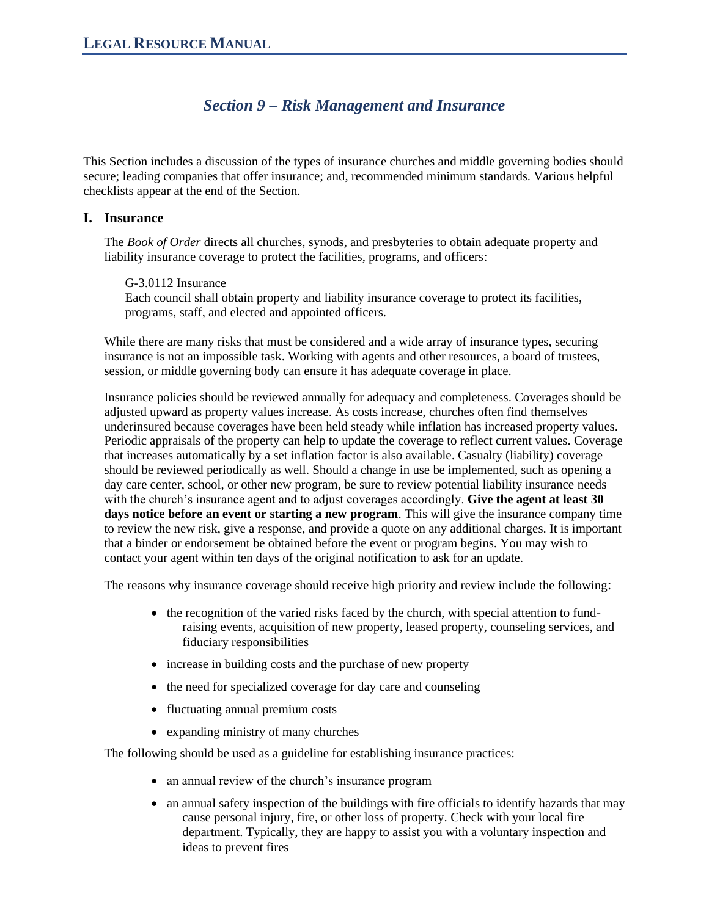# Section 9 – Risk Management and Insurance

This Section includes a discussion of the types of insurance churches and middle governing bodies should secure; leading companies that offer insurance; and, recommended minimum standards. Various helpful checklists appear at the end of the Section.

## I. Insurance

The *Book of Order* directs all churches, synods, and presbyteries to obtain adequate property and liability insurance coverage to protect the facilities, programs, and officers:

> G-3.0112 Insurance
> Each council shall obtain property and liability insurance coverage to protect its facilities, programs, staff, and elected and appointed officers.

While there are many risks that must be considered and a wide array of insurance types, securing insurance is not an impossible task. Working with agents and other resources, a board of trustees, session, or middle governing body can ensure it has adequate coverage in place.

Insurance policies should be reviewed annually for adequacy and completeness. Coverages should be adjusted upward as property values increase. As costs increase, churches often find themselves underinsured because coverages have been held steady while inflation has increased property values. Periodic appraisals of the property can help to update the coverage to reflect current values. Coverage that increases automatically by a set inflation factor is also available. Casualty (liability) coverage should be reviewed periodically as well. Should a change in use be implemented, such as opening a day care center, school, or other new program, be sure to review potential liability insurance needs with the church's insurance agent and to adjust coverages accordingly. **Give the agent at least 30 days notice before an event or starting a new program**. This will give the insurance company time to review the new risk, give a response, and provide a quote on any additional charges. It is important that a binder or endorsement be obtained before the event or program begins. You may wish to contact your agent within ten days of the original notification to ask for an update.

The reasons why insurance coverage should receive high priority and review include the following:

- the recognition of the varied risks faced by the church, with special attention to fund-raising events, acquisition of new property, leased property, counseling services, and fiduciary responsibilities
- increase in building costs and the purchase of new property
- the need for specialized coverage for day care and counseling
- fluctuating annual premium costs
- expanding ministry of many churches

The following should be used as a guideline for establishing insurance practices:

- an annual review of the church's insurance program
- an annual safety inspection of the buildings with fire officials to identify hazards that may cause personal injury, fire, or other loss of property. Check with your local fire department. Typically, they are happy to assist you with a voluntary inspection and ideas to prevent fires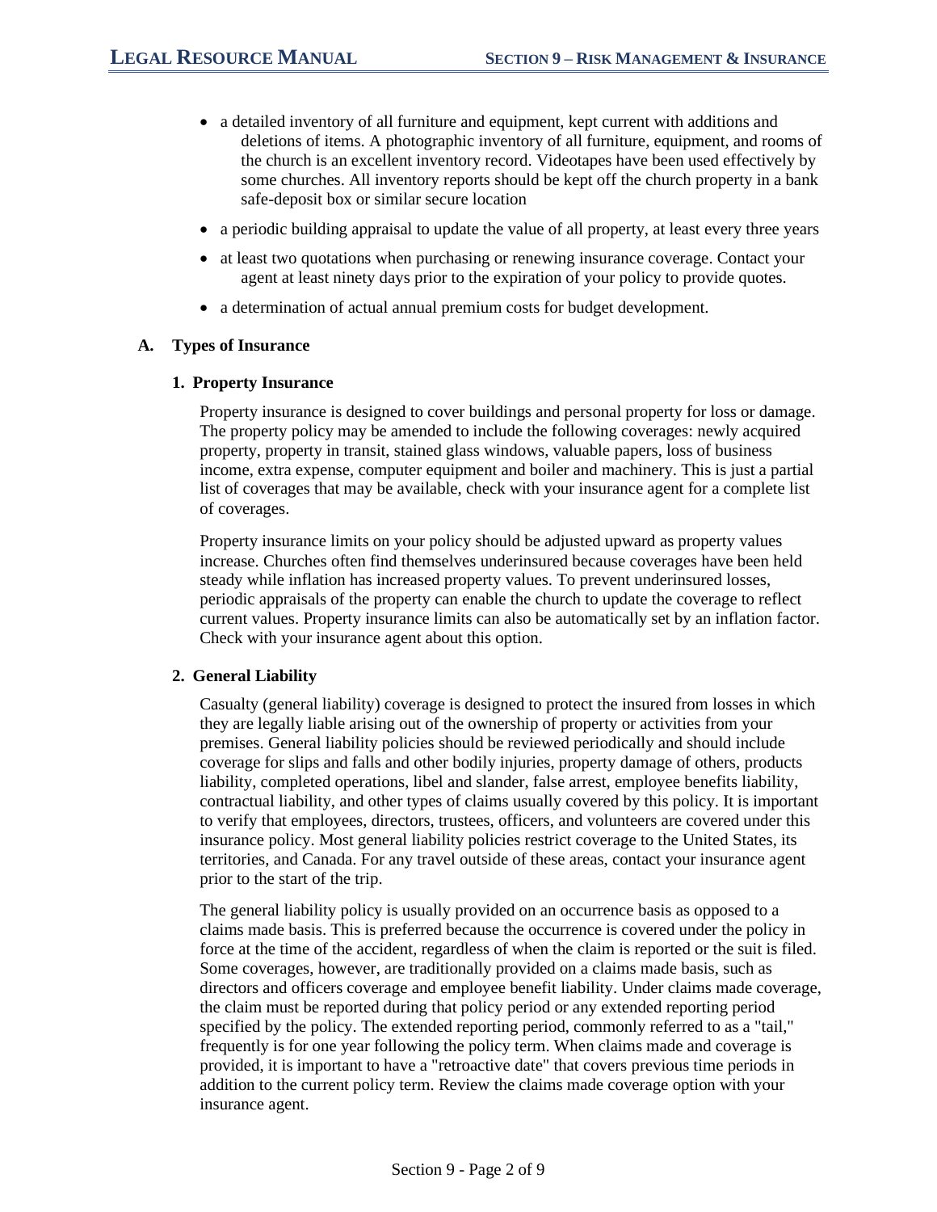- a detailed inventory of all furniture and equipment, kept current with additions and deletions of items. A photographic inventory of all furniture, equipment, and rooms of the church is an excellent inventory record. Videotapes have been used effectively by some churches. All inventory reports should be kept off the church property in a bank safe-deposit box or similar secure location
- a periodic building appraisal to update the value of all property, at least every three years
- at least two quotations when purchasing or renewing insurance coverage. Contact your agent at least ninety days prior to the expiration of your policy to provide quotes.
- a determination of actual annual premium costs for budget development.

## A. Types of Insurance

### 1. Property Insurance

Property insurance is designed to cover buildings and personal property for loss or damage. The property policy may be amended to include the following coverages: newly acquired property, property in transit, stained glass windows, valuable papers, loss of business income, extra expense, computer equipment and boiler and machinery. This is just a partial list of coverages that may be available, check with your insurance agent for a complete list of coverages.

Property insurance limits on your policy should be adjusted upward as property values increase. Churches often find themselves underinsured because coverages have been held steady while inflation has increased property values. To prevent underinsured losses, periodic appraisals of the property can enable the church to update the coverage to reflect current values. Property insurance limits can also be automatically set by an inflation factor. Check with your insurance agent about this option.

### 2. General Liability

Casualty (general liability) coverage is designed to protect the insured from losses in which they are legally liable arising out of the ownership of property or activities from your premises. General liability policies should be reviewed periodically and should include coverage for slips and falls and other bodily injuries, property damage of others, products liability, completed operations, libel and slander, false arrest, employee benefits liability, contractual liability, and other types of claims usually covered by this policy. It is important to verify that employees, directors, trustees, officers, and volunteers are covered under this insurance policy. Most general liability policies restrict coverage to the United States, its territories, and Canada. For any travel outside of these areas, contact your insurance agent prior to the start of the trip.

The general liability policy is usually provided on an occurrence basis as opposed to a claims made basis. This is preferred because the occurrence is covered under the policy in force at the time of the accident, regardless of when the claim is reported or the suit is filed. Some coverages, however, are traditionally provided on a claims made basis, such as directors and officers coverage and employee benefit liability. Under claims made coverage, the claim must be reported during that policy period or any extended reporting period specified by the policy. The extended reporting period, commonly referred to as a "tail," frequently is for one year following the policy term. When claims made and coverage is provided, it is important to have a "retroactive date" that covers previous time periods in addition to the current policy term. Review the claims made coverage option with your insurance agent.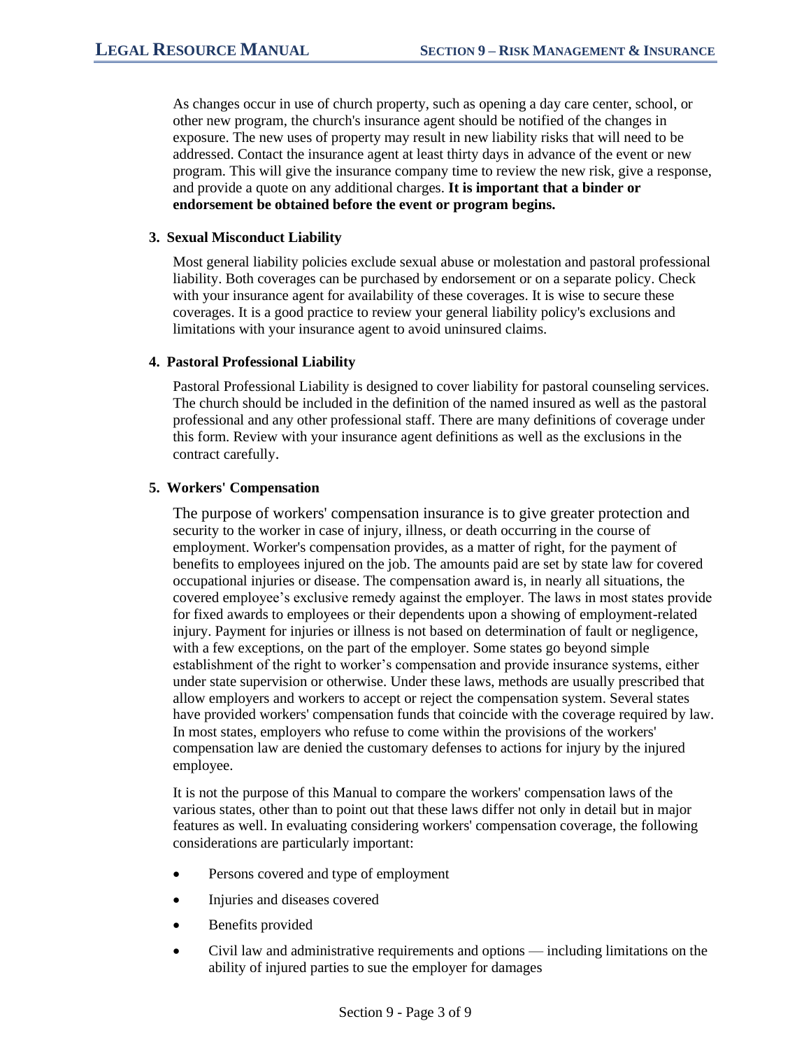As changes occur in use of church property, such as opening a day care center, school, or other new program, the church's insurance agent should be notified of the changes in exposure. The new uses of property may result in new liability risks that will need to be addressed. Contact the insurance agent at least thirty days in advance of the event or new program. This will give the insurance company time to review the new risk, give a response, and provide a quote on any additional charges. **It is important that a binder or endorsement be obtained before the event or program begins.**

**3. Sexual Misconduct Liability**

Most general liability policies exclude sexual abuse or molestation and pastoral professional liability. Both coverages can be purchased by endorsement or on a separate policy. Check with your insurance agent for availability of these coverages. It is wise to secure these coverages. It is a good practice to review your general liability policy's exclusions and limitations with your insurance agent to avoid uninsured claims.

**4. Pastoral Professional Liability**

Pastoral Professional Liability is designed to cover liability for pastoral counseling services. The church should be included in the definition of the named insured as well as the pastoral professional and any other professional staff. There are many definitions of coverage under this form. Review with your insurance agent definitions as well as the exclusions in the contract carefully.

**5. Workers' Compensation**

The purpose of workers' compensation insurance is to give greater protection and security to the worker in case of injury, illness, or death occurring in the course of employment. Worker's compensation provides, as a matter of right, for the payment of benefits to employees injured on the job. The amounts paid are set by state law for covered occupational injuries or disease. The compensation award is, in nearly all situations, the covered employee's exclusive remedy against the employer. The laws in most states provide for fixed awards to employees or their dependents upon a showing of employment-related injury. Payment for injuries or illness is not based on determination of fault or negligence, with a few exceptions, on the part of the employer. Some states go beyond simple establishment of the right to worker's compensation and provide insurance systems, either under state supervision or otherwise. Under these laws, methods are usually prescribed that allow employers and workers to accept or reject the compensation system. Several states have provided workers' compensation funds that coincide with the coverage required by law. In most states, employers who refuse to come within the provisions of the workers' compensation law are denied the customary defenses to actions for injury by the injured employee.

It is not the purpose of this Manual to compare the workers' compensation laws of the various states, other than to point out that these laws differ not only in detail but in major features as well. In evaluating considering workers' compensation coverage, the following considerations are particularly important:

- Persons covered and type of employment
- Injuries and diseases covered
- Benefits provided
- Civil law and administrative requirements and options — including limitations on the ability of injured parties to sue the employer for damages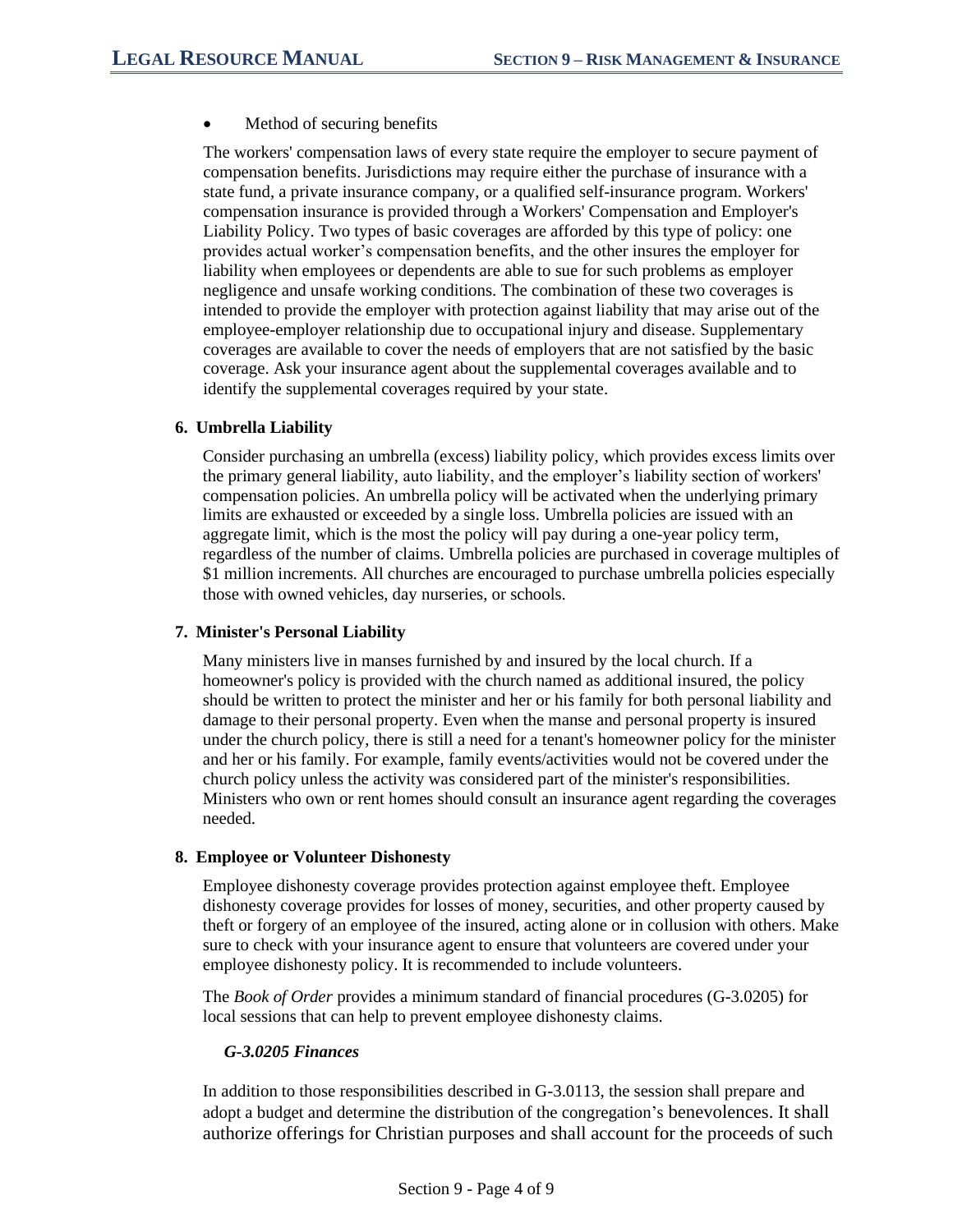- Method of securing benefits

The workers' compensation laws of every state require the employer to secure payment of compensation benefits. Jurisdictions may require either the purchase of insurance with a state fund, a private insurance company, or a qualified self-insurance program. Workers' compensation insurance is provided through a Workers' Compensation and Employer's Liability Policy. Two types of basic coverages are afforded by this type of policy: one provides actual worker's compensation benefits, and the other insures the employer for liability when employees or dependents are able to sue for such problems as employer negligence and unsafe working conditions. The combination of these two coverages is intended to provide the employer with protection against liability that may arise out of the employee-employer relationship due to occupational injury and disease. Supplementary coverages are available to cover the needs of employers that are not satisfied by the basic coverage. Ask your insurance agent about the supplemental coverages available and to identify the supplemental coverages required by your state.

### 6. Umbrella Liability

Consider purchasing an umbrella (excess) liability policy, which provides excess limits over the primary general liability, auto liability, and the employer's liability section of workers' compensation policies. An umbrella policy will be activated when the underlying primary limits are exhausted or exceeded by a single loss. Umbrella policies are issued with an aggregate limit, which is the most the policy will pay during a one-year policy term, regardless of the number of claims. Umbrella policies are purchased in coverage multiples of $1 million increments. All churches are encouraged to purchase umbrella policies especially those with owned vehicles, day nurseries, or schools.

### 7. Minister's Personal Liability

Many ministers live in manses furnished by and insured by the local church. If a homeowner's policy is provided with the church named as additional insured, the policy should be written to protect the minister and her or his family for both personal liability and damage to their personal property. Even when the manse and personal property is insured under the church policy, there is still a need for a tenant's homeowner policy for the minister and her or his family. For example, family events/activities would not be covered under the church policy unless the activity was considered part of the minister's responsibilities. Ministers who own or rent homes should consult an insurance agent regarding the coverages needed.

### 8. Employee or Volunteer Dishonesty

Employee dishonesty coverage provides protection against employee theft. Employee dishonesty coverage provides for losses of money, securities, and other property caused by theft or forgery of an employee of the insured, acting alone or in collusion with others. Make sure to check with your insurance agent to ensure that volunteers are covered under your employee dishonesty policy. It is recommended to include volunteers.

The *Book of Order* provides a minimum standard of financial procedures (G-3.0205) for local sessions that can help to prevent employee dishonesty claims.

***G-3.0205 Finances***

In addition to those responsibilities described in G-3.0113, the session shall prepare and adopt a budget and determine the distribution of the congregation's benevolences. It shall authorize offerings for Christian purposes and shall account for the proceeds of such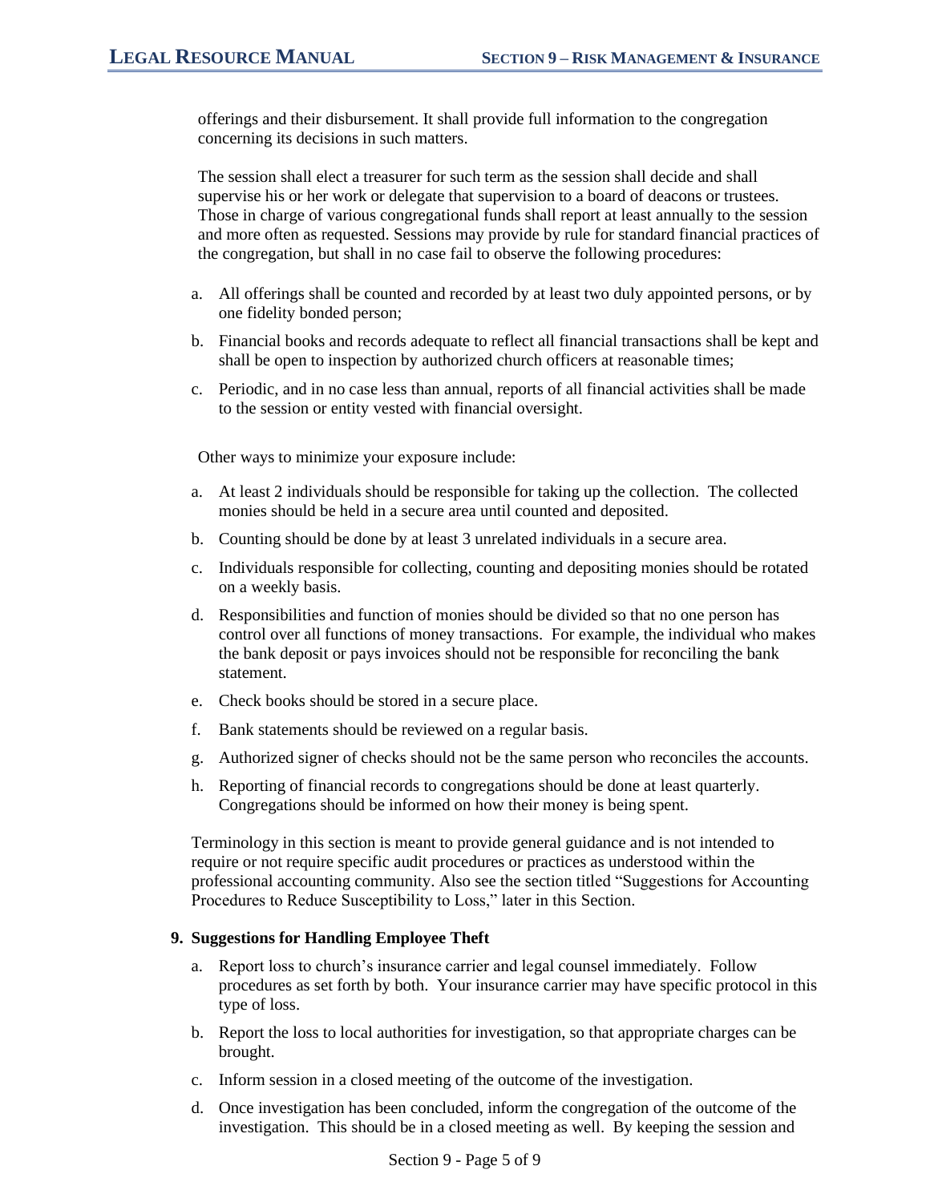offerings and their disbursement. It shall provide full information to the congregation concerning its decisions in such matters.

The session shall elect a treasurer for such term as the session shall decide and shall supervise his or her work or delegate that supervision to a board of deacons or trustees. Those in charge of various congregational funds shall report at least annually to the session and more often as requested. Sessions may provide by rule for standard financial practices of the congregation, but shall in no case fail to observe the following procedures:

a. All offerings shall be counted and recorded by at least two duly appointed persons, or by one fidelity bonded person;

b. Financial books and records adequate to reflect all financial transactions shall be kept and shall be open to inspection by authorized church officers at reasonable times;

c. Periodic, and in no case less than annual, reports of all financial activities shall be made to the session or entity vested with financial oversight.

Other ways to minimize your exposure include:

a. At least 2 individuals should be responsible for taking up the collection. The collected monies should be held in a secure area until counted and deposited.

b. Counting should be done by at least 3 unrelated individuals in a secure area.

c. Individuals responsible for collecting, counting and depositing monies should be rotated on a weekly basis.

d. Responsibilities and function of monies should be divided so that no one person has control over all functions of money transactions. For example, the individual who makes the bank deposit or pays invoices should not be responsible for reconciling the bank statement.

e. Check books should be stored in a secure place.

f. Bank statements should be reviewed on a regular basis.

g. Authorized signer of checks should not be the same person who reconciles the accounts.

h. Reporting of financial records to congregations should be done at least quarterly. Congregations should be informed on how their money is being spent.

Terminology in this section is meant to provide general guidance and is not intended to require or not require specific audit procedures or practices as understood within the professional accounting community. Also see the section titled "Suggestions for Accounting Procedures to Reduce Susceptibility to Loss," later in this Section.

**9. Suggestions for Handling Employee Theft**

a. Report loss to church's insurance carrier and legal counsel immediately. Follow procedures as set forth by both. Your insurance carrier may have specific protocol in this type of loss.

b. Report the loss to local authorities for investigation, so that appropriate charges can be brought.

c. Inform session in a closed meeting of the outcome of the investigation.

d. Once investigation has been concluded, inform the congregation of the outcome of the investigation. This should be in a closed meeting as well. By keeping the session and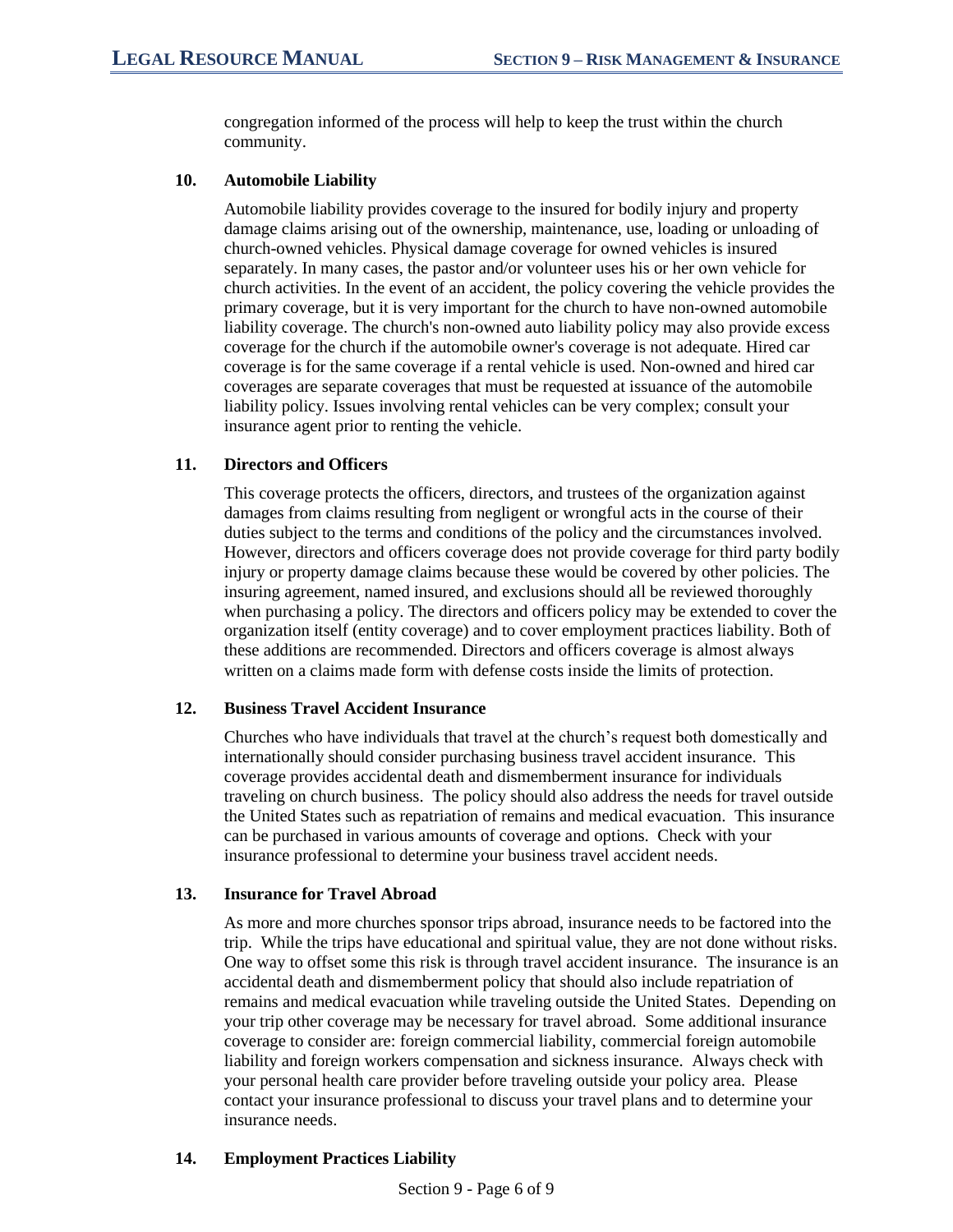congregation informed of the process will help to keep the trust within the church community.

### 10. Automobile Liability

Automobile liability provides coverage to the insured for bodily injury and property damage claims arising out of the ownership, maintenance, use, loading or unloading of church-owned vehicles. Physical damage coverage for owned vehicles is insured separately. In many cases, the pastor and/or volunteer uses his or her own vehicle for church activities. In the event of an accident, the policy covering the vehicle provides the primary coverage, but it is very important for the church to have non-owned automobile liability coverage. The church's non-owned auto liability policy may also provide excess coverage for the church if the automobile owner's coverage is not adequate. Hired car coverage is for the same coverage if a rental vehicle is used. Non-owned and hired car coverages are separate coverages that must be requested at issuance of the automobile liability policy. Issues involving rental vehicles can be very complex; consult your insurance agent prior to renting the vehicle.

### 11. Directors and Officers

This coverage protects the officers, directors, and trustees of the organization against damages from claims resulting from negligent or wrongful acts in the course of their duties subject to the terms and conditions of the policy and the circumstances involved. However, directors and officers coverage does not provide coverage for third party bodily injury or property damage claims because these would be covered by other policies. The insuring agreement, named insured, and exclusions should all be reviewed thoroughly when purchasing a policy. The directors and officers policy may be extended to cover the organization itself (entity coverage) and to cover employment practices liability. Both of these additions are recommended. Directors and officers coverage is almost always written on a claims made form with defense costs inside the limits of protection.

### 12. Business Travel Accident Insurance

Churches who have individuals that travel at the church's request both domestically and internationally should consider purchasing business travel accident insurance. This coverage provides accidental death and dismemberment insurance for individuals traveling on church business. The policy should also address the needs for travel outside the United States such as repatriation of remains and medical evacuation. This insurance can be purchased in various amounts of coverage and options. Check with your insurance professional to determine your business travel accident needs.

### 13. Insurance for Travel Abroad

As more and more churches sponsor trips abroad, insurance needs to be factored into the trip. While the trips have educational and spiritual value, they are not done without risks. One way to offset some this risk is through travel accident insurance. The insurance is an accidental death and dismemberment policy that should also include repatriation of remains and medical evacuation while traveling outside the United States. Depending on your trip other coverage may be necessary for travel abroad. Some additional insurance coverage to consider are: foreign commercial liability, commercial foreign automobile liability and foreign workers compensation and sickness insurance. Always check with your personal health care provider before traveling outside your policy area. Please contact your insurance professional to discuss your travel plans and to determine your insurance needs.

### 14. Employment Practices Liability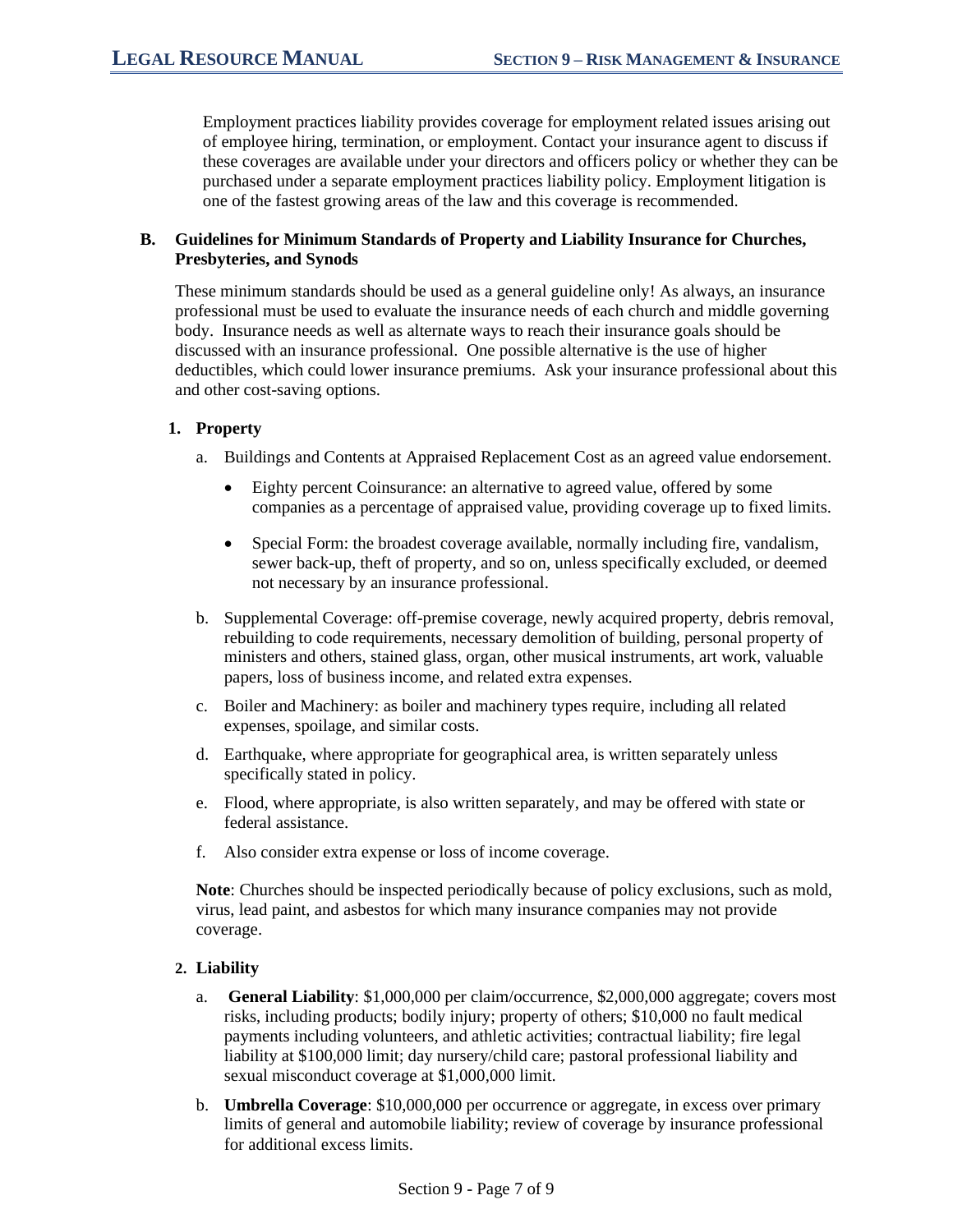Employment practices liability provides coverage for employment related issues arising out of employee hiring, termination, or employment. Contact your insurance agent to discuss if these coverages are available under your directors and officers policy or whether they can be purchased under a separate employment practices liability policy. Employment litigation is one of the fastest growing areas of the law and this coverage is recommended.

### B. Guidelines for Minimum Standards of Property and Liability Insurance for Churches, Presbyteries, and Synods

These minimum standards should be used as a general guideline only! As always, an insurance professional must be used to evaluate the insurance needs of each church and middle governing body. Insurance needs as well as alternate ways to reach their insurance goals should be discussed with an insurance professional. One possible alternative is the use of higher deductibles, which could lower insurance premiums. Ask your insurance professional about this and other cost-saving options.

#### 1. Property

a. Buildings and Contents at Appraised Replacement Cost as an agreed value endorsement.

- Eighty percent Coinsurance: an alternative to agreed value, offered by some companies as a percentage of appraised value, providing coverage up to fixed limits.
- Special Form: the broadest coverage available, normally including fire, vandalism, sewer back-up, theft of property, and so on, unless specifically excluded, or deemed not necessary by an insurance professional.

b. Supplemental Coverage: off-premise coverage, newly acquired property, debris removal, rebuilding to code requirements, necessary demolition of building, personal property of ministers and others, stained glass, organ, other musical instruments, art work, valuable papers, loss of business income, and related extra expenses.

c. Boiler and Machinery: as boiler and machinery types require, including all related expenses, spoilage, and similar costs.

d. Earthquake, where appropriate for geographical area, is written separately unless specifically stated in policy.

e. Flood, where appropriate, is also written separately, and may be offered with state or federal assistance.

f. Also consider extra expense or loss of income coverage.

**Note**: Churches should be inspected periodically because of policy exclusions, such as mold, virus, lead paint, and asbestos for which many insurance companies may not provide coverage.

#### 2. Liability

a. **General Liability**: $1,000,000 per claim/occurrence, $2,000,000 aggregate; covers most risks, including products; bodily injury; property of others; $10,000 no fault medical payments including volunteers, and athletic activities; contractual liability; fire legal liability at $100,000 limit; day nursery/child care; pastoral professional liability and sexual misconduct coverage at $1,000,000 limit.

b. **Umbrella Coverage**: $10,000,000 per occurrence or aggregate, in excess over primary limits of general and automobile liability; review of coverage by insurance professional for additional excess limits.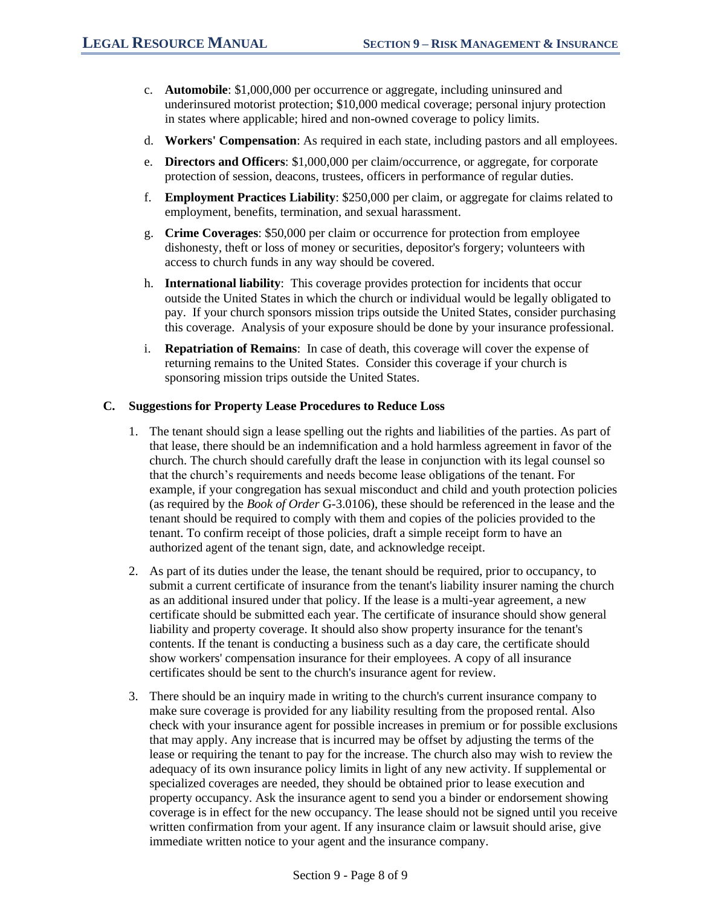c. **Automobile**: $1,000,000 per occurrence or aggregate, including uninsured and underinsured motorist protection; $10,000 medical coverage; personal injury protection in states where applicable; hired and non-owned coverage to policy limits.

d. **Workers' Compensation**: As required in each state, including pastors and all employees.

e. **Directors and Officers**: $1,000,000 per claim/occurrence, or aggregate, for corporate protection of session, deacons, trustees, officers in performance of regular duties.

f. **Employment Practices Liability**: $250,000 per claim, or aggregate for claims related to employment, benefits, termination, and sexual harassment.

g. **Crime Coverages**: $50,000 per claim or occurrence for protection from employee dishonesty, theft or loss of money or securities, depositor's forgery; volunteers with access to church funds in any way should be covered.

h. **International liability**: This coverage provides protection for incidents that occur outside the United States in which the church or individual would be legally obligated to pay. If your church sponsors mission trips outside the United States, consider purchasing this coverage. Analysis of your exposure should be done by your insurance professional.

i. **Repatriation of Remains**: In case of death, this coverage will cover the expense of returning remains to the United States. Consider this coverage if your church is sponsoring mission trips outside the United States.

## C. Suggestions for Property Lease Procedures to Reduce Loss

1. The tenant should sign a lease spelling out the rights and liabilities of the parties. As part of that lease, there should be an indemnification and a hold harmless agreement in favor of the church. The church should carefully draft the lease in conjunction with its legal counsel so that the church's requirements and needs become lease obligations of the tenant. For example, if your congregation has sexual misconduct and child and youth protection policies (as required by the *Book of Order* G-3.0106), these should be referenced in the lease and the tenant should be required to comply with them and copies of the policies provided to the tenant. To confirm receipt of those policies, draft a simple receipt form to have an authorized agent of the tenant sign, date, and acknowledge receipt.

2. As part of its duties under the lease, the tenant should be required, prior to occupancy, to submit a current certificate of insurance from the tenant's liability insurer naming the church as an additional insured under that policy. If the lease is a multi-year agreement, a new certificate should be submitted each year. The certificate of insurance should show general liability and property coverage. It should also show property insurance for the tenant's contents. If the tenant is conducting a business such as a day care, the certificate should show workers' compensation insurance for their employees. A copy of all insurance certificates should be sent to the church's insurance agent for review.

3. There should be an inquiry made in writing to the church's current insurance company to make sure coverage is provided for any liability resulting from the proposed rental. Also check with your insurance agent for possible increases in premium or for possible exclusions that may apply. Any increase that is incurred may be offset by adjusting the terms of the lease or requiring the tenant to pay for the increase. The church also may wish to review the adequacy of its own insurance policy limits in light of any new activity. If supplemental or specialized coverages are needed, they should be obtained prior to lease execution and property occupancy. Ask the insurance agent to send you a binder or endorsement showing coverage is in effect for the new occupancy. The lease should not be signed until you receive written confirmation from your agent. If any insurance claim or lawsuit should arise, give immediate written notice to your agent and the insurance company.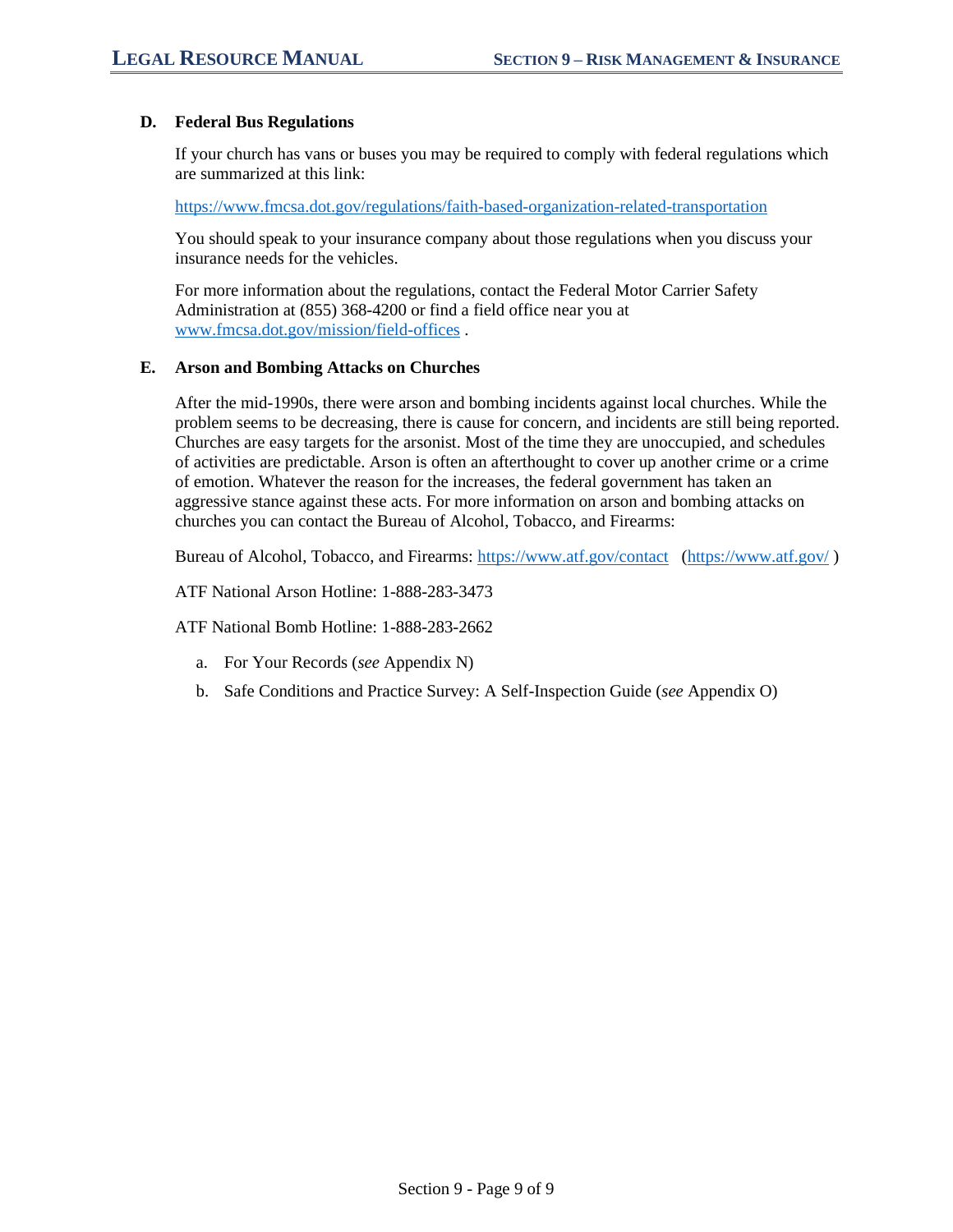### D. Federal Bus Regulations

If your church has vans or buses you may be required to comply with federal regulations which are summarized at this link:

https://www.fmcsa.dot.gov/regulations/faith-based-organization-related-transportation

You should speak to your insurance company about those regulations when you discuss your insurance needs for the vehicles.

For more information about the regulations, contact the Federal Motor Carrier Safety Administration at (855) 368-4200 or find a field office near you at www.fmcsa.dot.gov/mission/field-offices .

### E. Arson and Bombing Attacks on Churches

After the mid-1990s, there were arson and bombing incidents against local churches. While the problem seems to be decreasing, there is cause for concern, and incidents are still being reported. Churches are easy targets for the arsonist. Most of the time they are unoccupied, and schedules of activities are predictable. Arson is often an afterthought to cover up another crime or a crime of emotion. Whatever the reason for the increases, the federal government has taken an aggressive stance against these acts. For more information on arson and bombing attacks on churches you can contact the Bureau of Alcohol, Tobacco, and Firearms:

Bureau of Alcohol, Tobacco, and Firearms: https://www.atf.gov/contact (https://www.atf.gov/ )

ATF National Arson Hotline: 1-888-283-3473

ATF National Bomb Hotline: 1-888-283-2662

a. For Your Records (*see* Appendix N)

b. Safe Conditions and Practice Survey: A Self-Inspection Guide (*see* Appendix O)